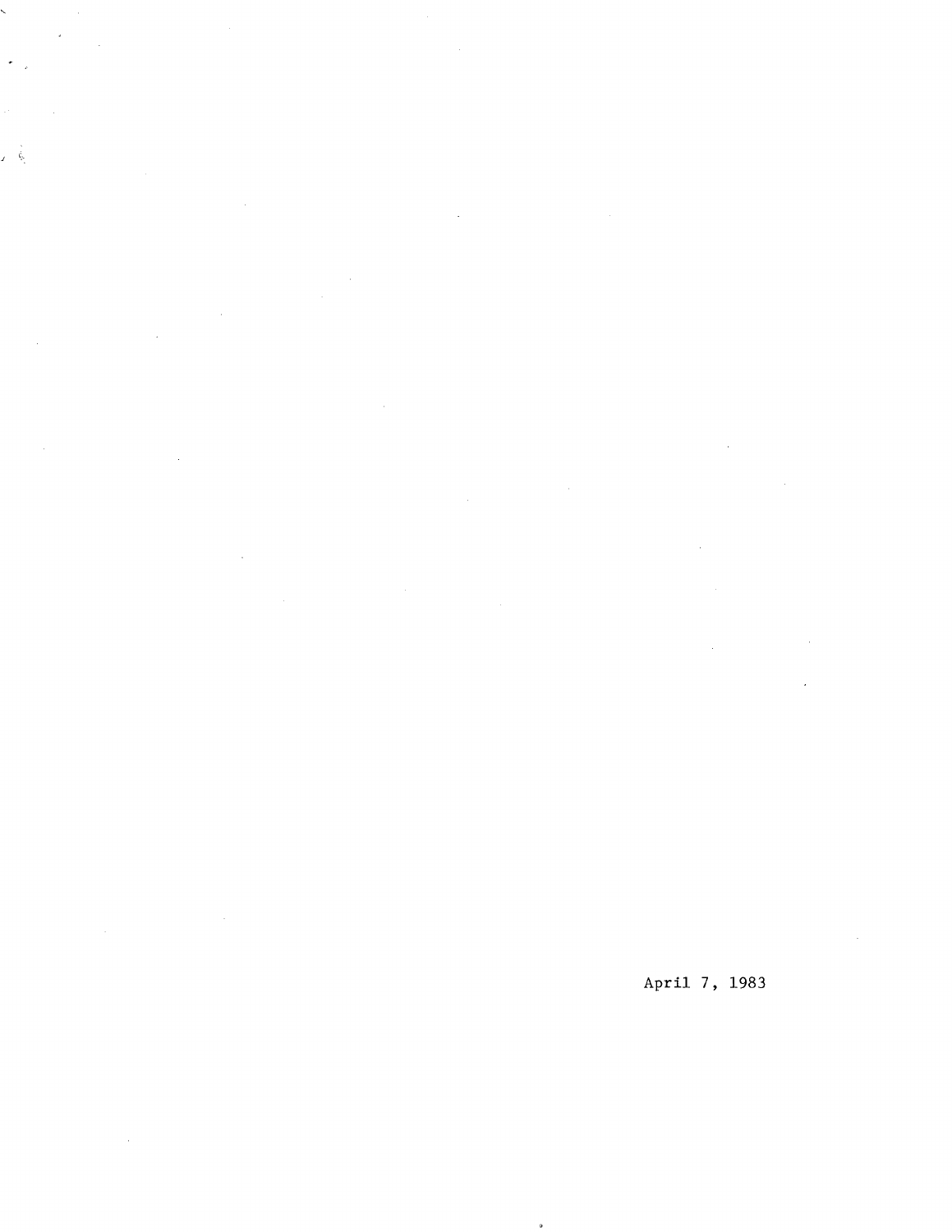April 7, 1983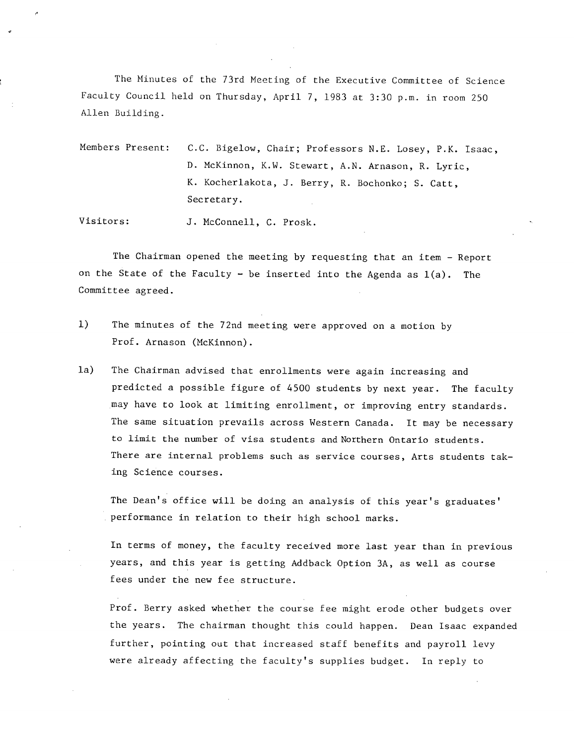The Minutes of the 73rd Meeting of the Executive Committee of Science Faculty Council held on Thursday, April 7, 1983 at 3:30 p.m. in room 250 Allen Building.

Members Present: C.C. Bigelow, Chair; Professors N.E. Losey, P.K. Isaac, D. McKinnon, K.W. Stewart, A.N. Arnason, R. Lyric, K. Kocherlakota, J. Berry, R. Bochonko; S. Catt, Secretary.

Visitors: J. McConnell, C. Prosk.

The Chairman opened the meeting by requesting that an item - Report on the State of the Faculty - be inserted into the Agenda as 1(a). The Committee agreed.

1) The minutes of the 72nd meeting were approved on a motion by Prof. Arnason (McKinnon).

1a) The Chairman advised that enrollments were again increasing and predicted a possible figure of 4500 students by next year. The faculty may have to look at limiting enrollment, or improving entry standards. The same situation prevails across Western Canada. It may be necessary to limit the number of visa students and Northern Ontario students. There are internal problems such as service courses, Arts students taking Science courses.

The Dean's office will be doing an analysis of this year's graduates' performance in relation to their high school marks.

In terms of money, the faculty received more last year than in previous years, and this year is getting Addback Option 3A, as well as course fees under the new fee structure.

Prof. Berry asked whether the course fee might erode other budgets over the years. The chairman thought this could happen. Dean Isaac expanded further, pointing out that increased staff benefits and payroll levy were already affecting the faculty's supplies budget. In reply to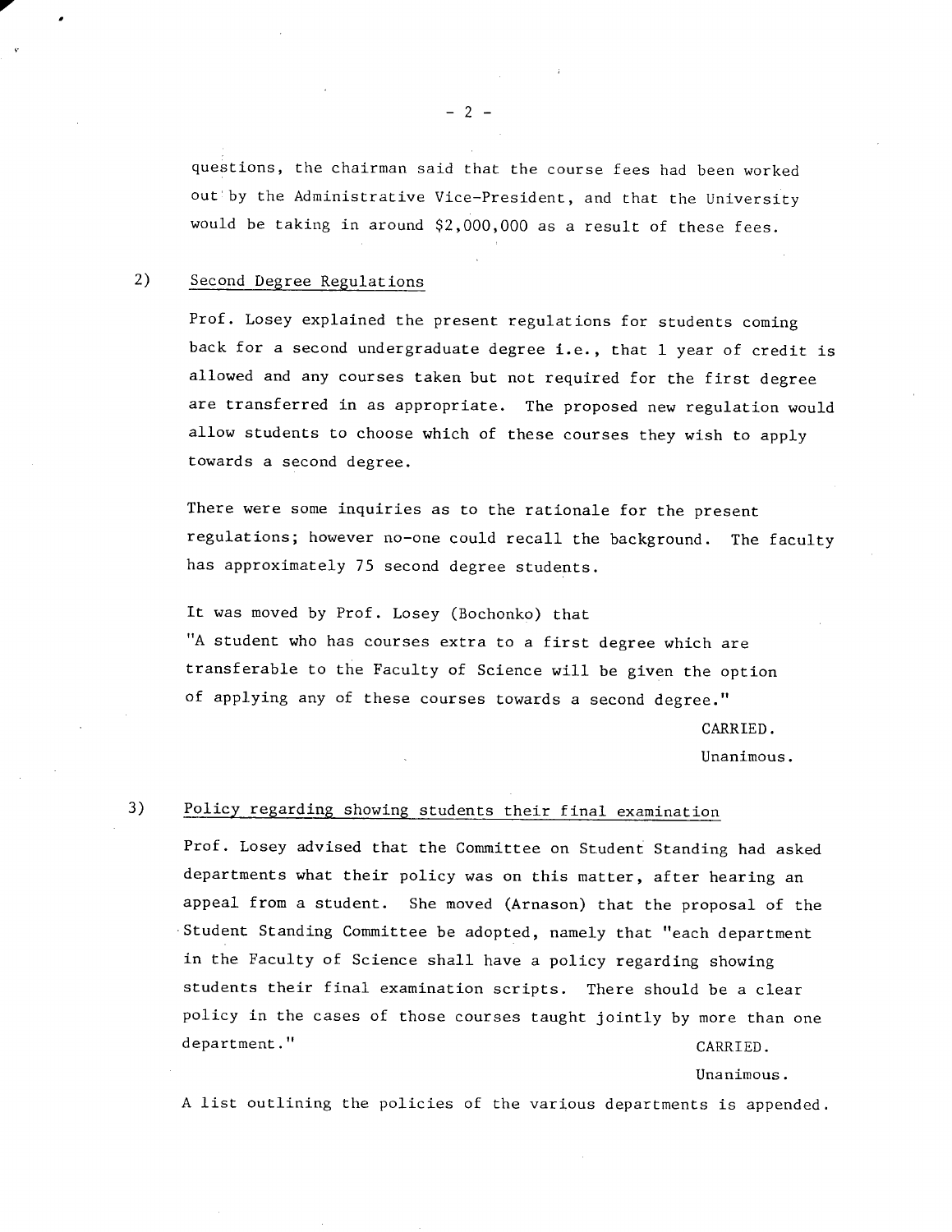questions, the chairman said that the course fees had been worked out by the Administrative Vice-President, and that the University would be taking in around $2,000,000 as a result of these fees.

2) Second Degree Regulations

Prof. Losey explained the present regulations for students coming back for a second undergraduate degree i.e., that 1 year of credit is allowed and any courses taken but not required for the first degree are transferred in as appropriate. The proposed new regulation would allow students to choose which of these courses they wish to apply towards a second degree.

There were some inquiries as to the rationale for the present regulations; however no-one could recall the background. The faculty has approximately 75 second degree students.

It was moved by Prof. Losey (Bochonko) that
"A student who has courses extra to a first degree which are transferable to the Faculty of Science will be given the option of applying any of these courses towards a second degree."

CARRIED.
Unanimous.

3) Policy regarding showing students their final examination

Prof. Losey advised that the Committee on Student Standing had asked departments what their policy was on this matter, after hearing an appeal from a student. She moved (Arnason) that the proposal of the Student Standing Committee be adopted, namely that "each department in the Faculty of Science shall have a policy regarding showing students their final examination scripts. There should be a clear policy in the cases of those courses taught jointly by more than one department."

CARRIED.
Unanimous.

A list outlining the policies of the various departments is appended.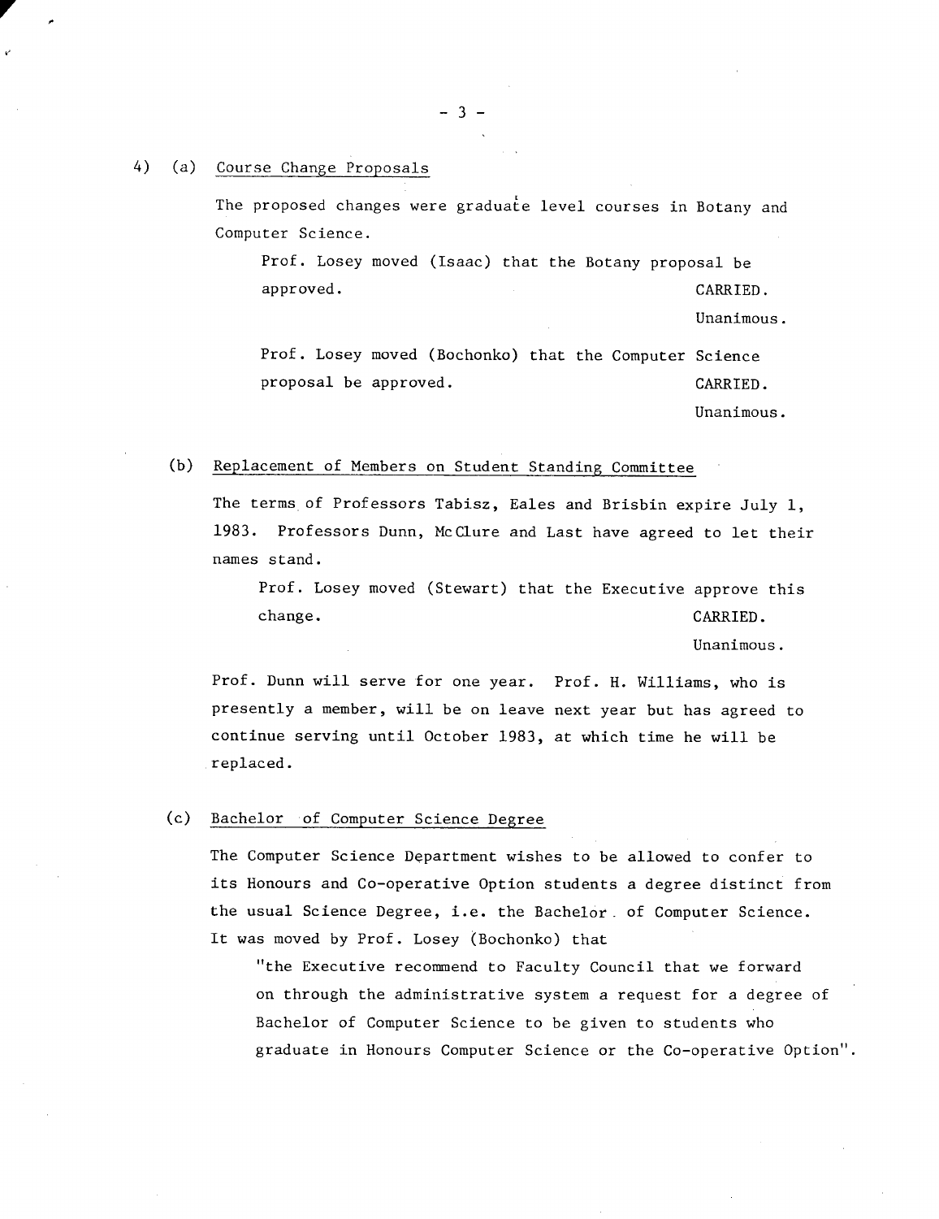4) (a) Course Change Proposals

The proposed changes were graduate level courses in Botany and Computer Science.

> Prof. Losey moved (Isaac) that the Botany proposal be approved. CARRIED.
> Unanimous.

> Prof. Losey moved (Bochonko) that the Computer Science proposal be approved. CARRIED.
> Unanimous.

(b) Replacement of Members on Student Standing Committee

The terms of Professors Tabisz, Eales and Brisbin expire July 1, 1983. Professors Dunn, McClure and Last have agreed to let their names stand.

> Prof. Losey moved (Stewart) that the Executive approve this change. CARRIED.
> Unanimous.

Prof. Dunn will serve for one year. Prof. H. Williams, who is presently a member, will be on leave next year but has agreed to continue serving until October 1983, at which time he will be replaced.

(c) Bachelor of Computer Science Degree

The Computer Science Department wishes to be allowed to confer to its Honours and Co-operative Option students a degree distinct from the usual Science Degree, i.e. the Bachelor of Computer Science. It was moved by Prof. Losey (Bochonko) that

> "the Executive recommend to Faculty Council that we forward on through the administrative system a request for a degree of Bachelor of Computer Science to be given to students who graduate in Honours Computer Science or the Co-operative Option".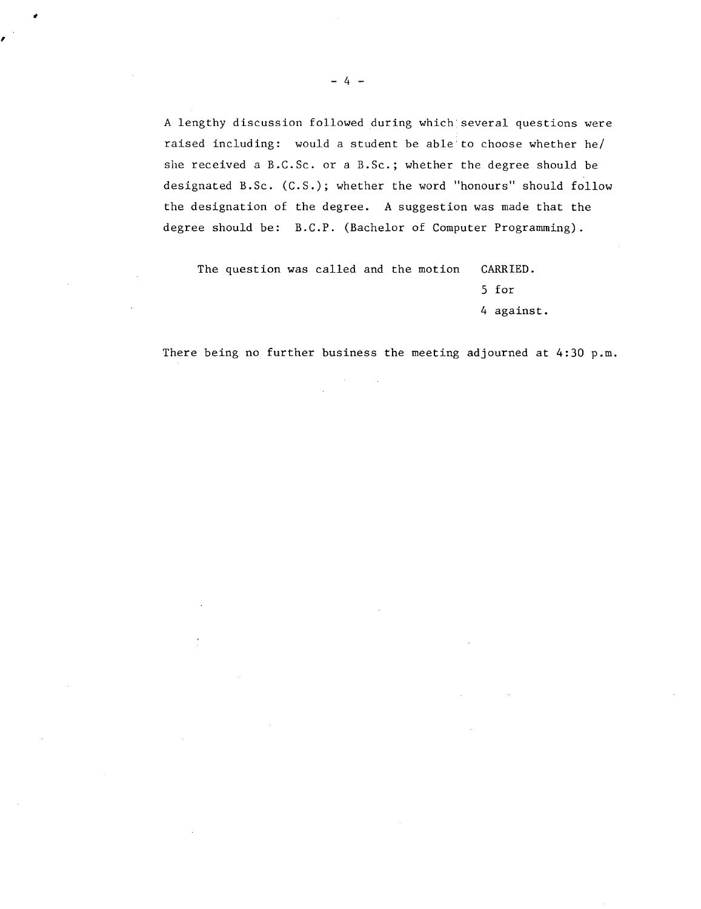A lengthy discussion followed during which several questions were raised including: would a student be able to choose whether he/she received a B.C.Sc. or a B.Sc.; whether the degree should be designated B.Sc. (C.S.); whether the word "honours" should follow the designation of the degree. A suggestion was made that the degree should be: B.C.P. (Bachelor of Computer Programming).

The question was called and the motion CARRIED.
5 for
4 against.

There being no further business the meeting adjourned at 4:30 p.m.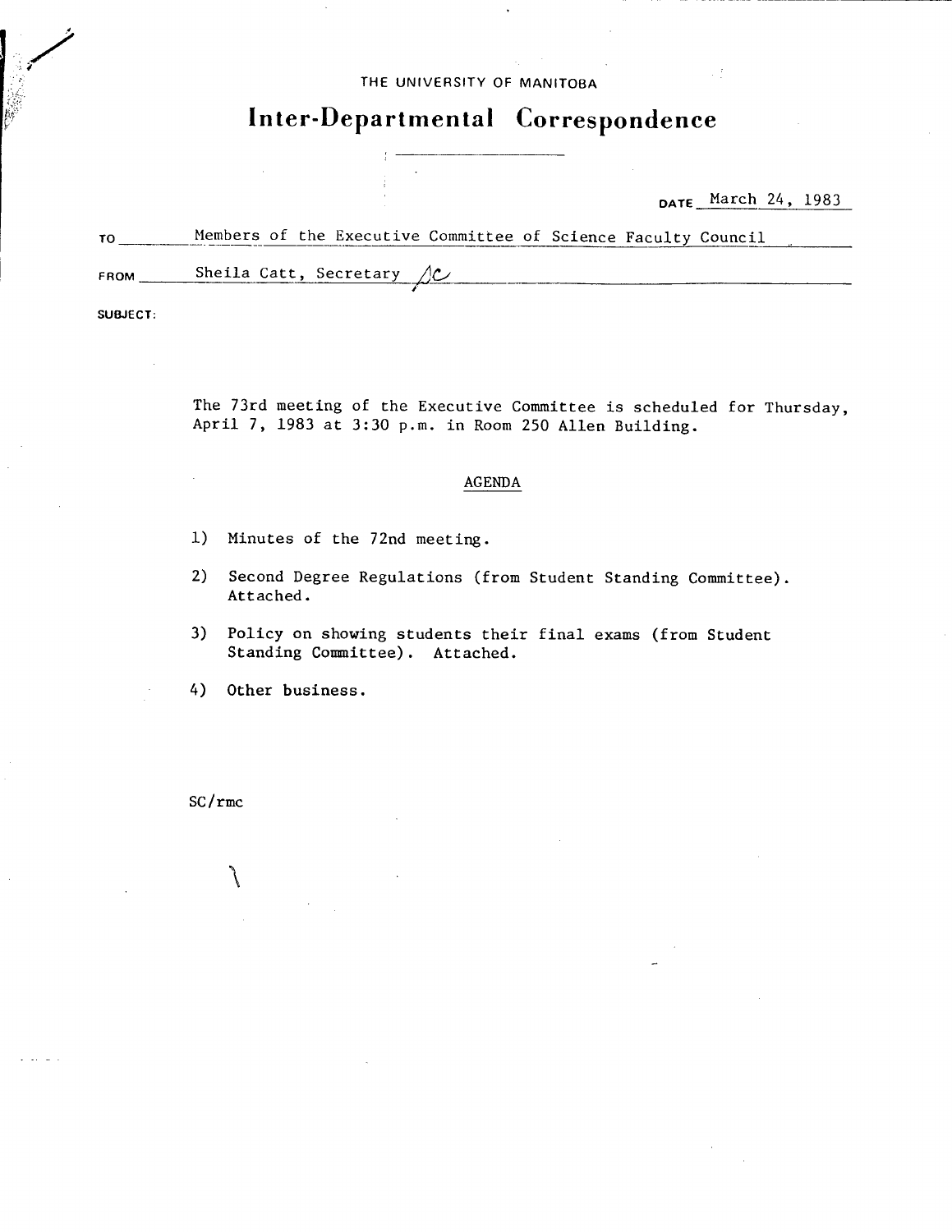THE UNIVERSITY OF MANITOBA

# Inter-Departmental Correspondence

DATE March 24, 1983

TO Members of the Executive Committee of Science Faculty Council

FROM Sheila Catt, Secretary *SC*

SUBJECT:

The 73rd meeting of the Executive Committee is scheduled for Thursday, April 7, 1983 at 3:30 p.m. in Room 250 Allen Building.

## AGENDA

1) Minutes of the 72nd meeting.

2) Second Degree Regulations (from Student Standing Committee). Attached.

3) Policy on showing students their final exams (from Student Standing Committee). Attached.

4) Other business.

SC/rmc